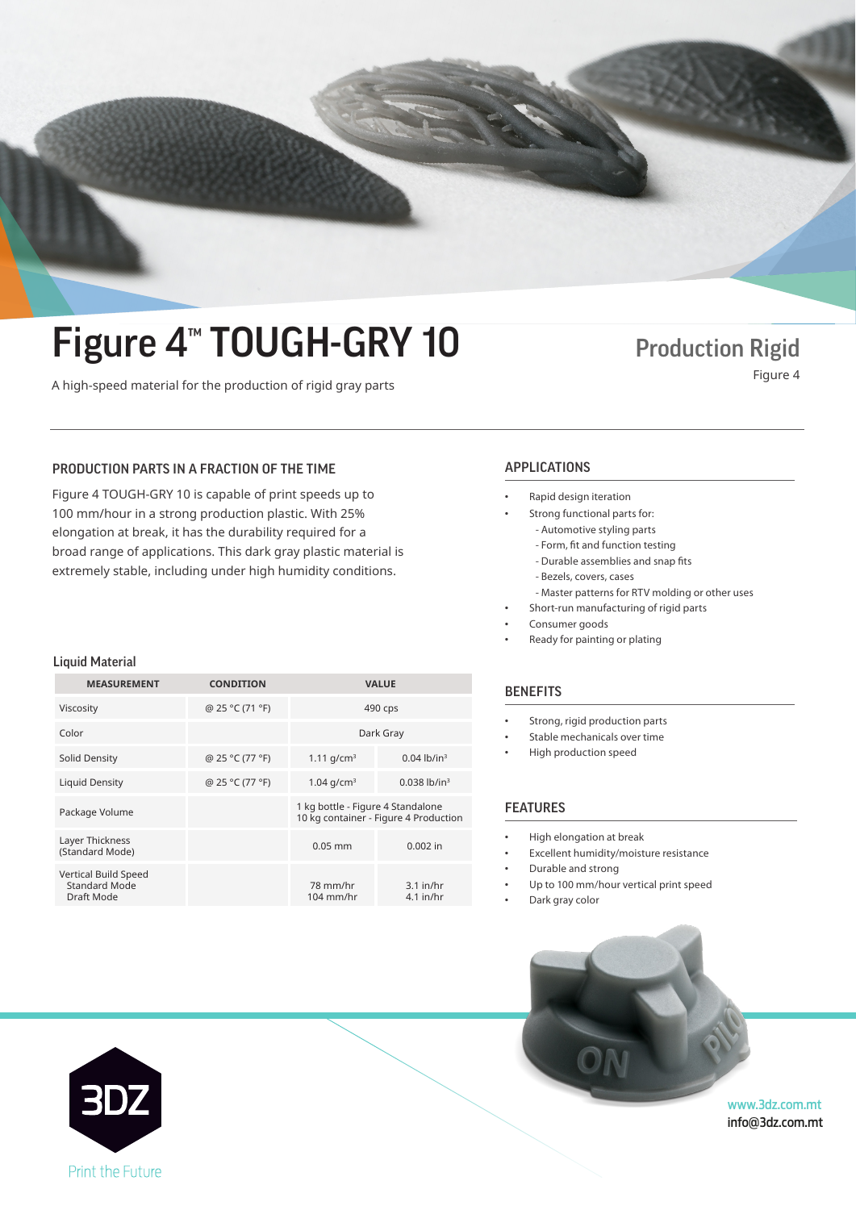# Figure 4™ TOUGH-GRY 10

A high-speed material for the production of rigid gray parts

**Production Rigid**
Figure 4

## PRODUCTION PARTS IN A FRACTION OF THE TIME

Figure 4 TOUGH-GRY 10 is capable of print speeds up to 100 mm/hour in a strong production plastic. With 25% elongation at break, it has the durability required for a broad range of applications. This dark gray plastic material is extremely stable, including under high humidity conditions.

### Liquid Material

| MEASUREMENT | CONDITION | VALUE | |
|---|---|---|---|
| Viscosity | @ 25 °C (71 °F) | 490 cps | |
| Color | | Dark Gray | |
| Solid Density | @ 25 °C (77 °F) | 1.11 g/cm³ | 0.04 lb/in³ |
| Liquid Density | @ 25 °C (77 °F) | 1.04 g/cm³ | 0.038 lb/in³ |
| Package Volume | | 1 kg bottle - Figure 4 Standalone<br>10 kg container - Figure 4 Production | |
| Layer Thickness (Standard Mode) | | 0.05 mm | 0.002 in |
| Vertical Build Speed<br>Standard Mode<br>Draft Mode | | 78 mm/hr<br>104 mm/hr | 3.1 in/hr<br>4.1 in/hr |

## APPLICATIONS

- Rapid design iteration
- Strong functional parts for:
  - Automotive styling parts
  - Form, fit and function testing
  - Durable assemblies and snap fits
  - Bezels, covers, cases
  - Master patterns for RTV molding or other uses
- Short-run manufacturing of rigid parts
- Consumer goods
- Ready for painting or plating

## BENEFITS

- Strong, rigid production parts
- Stable mechanicals over time
- High production speed

## FEATURES

- High elongation at break
- Excellent humidity/moisture resistance
- Durable and strong
- Up to 100 mm/hour vertical print speed
- Dark gray color

3DZ
Print the Future

www.3dz.com.mt
info@3dz.com.mt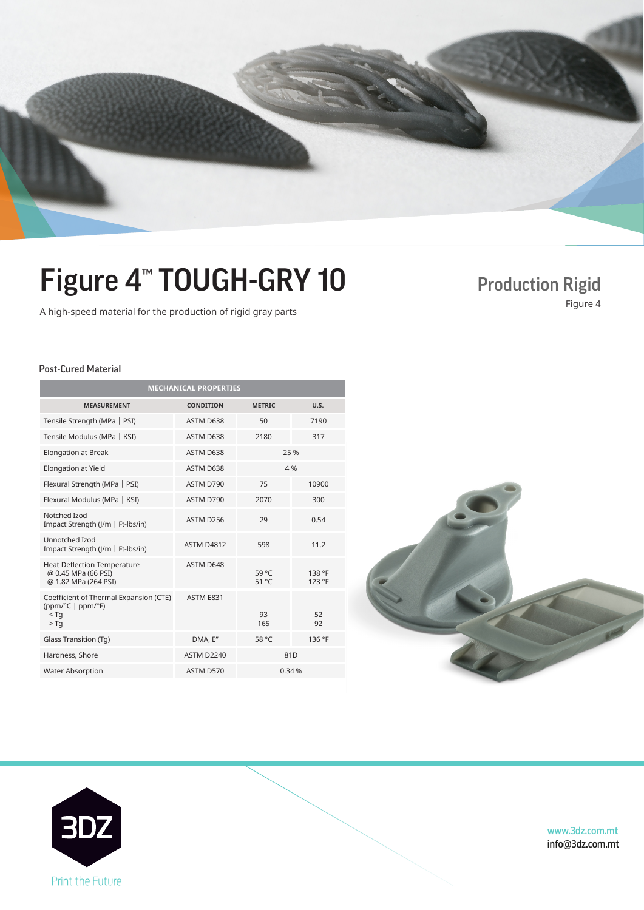# Figure 4™ TOUGH-GRY 10

A high-speed material for the production of rigid gray parts

Production Rigid

Figure 4

### Post-Cured Material

| MECHANICAL PROPERTIES | | | |
|---|---|---|---|
| MEASUREMENT | CONDITION | METRIC | U.S. |
| Tensile Strength (MPa \| PSI) | ASTM D638 | 50 | 7190 |
| Tensile Modulus (MPa \| KSI) | ASTM D638 | 2180 | 317 |
| Elongation at Break | ASTM D638 | 25 % | |
| Elongation at Yield | ASTM D638 | 4 % | |
| Flexural Strength (MPa \| PSI) | ASTM D790 | 75 | 10900 |
| Flexural Modulus (MPa \| KSI) | ASTM D790 | 2070 | 300 |
| Notched Izod Impact Strength (J/m \| Ft-lbs/in) | ASTM D256 | 29 | 0.54 |
| Unnotched Izod Impact Strength (J/m \| Ft-lbs/in) | ASTM D4812 | 598 | 11.2 |
| Heat Deflection Temperature @ 0.45 MPa (66 PSI) @ 1.82 MPa (264 PSI) | ASTM D648 | 59 °C 51 °C | 138 °F 123 °F |
| Coefficient of Thermal Expansion (CTE) (ppm/°C \| ppm/°F) < Tg > Tg | ASTM E831 | 93 165 | 52 92 |
| Glass Transition (Tg) | DMA, E" | 58 °C | 136 °F |
| Hardness, Shore | ASTM D2240 | 81D | |
| Water Absorption | ASTM D570 | 0.34 % | |

3DZ

Print the Future

www.3dz.com.mt
info@3dz.com.mt